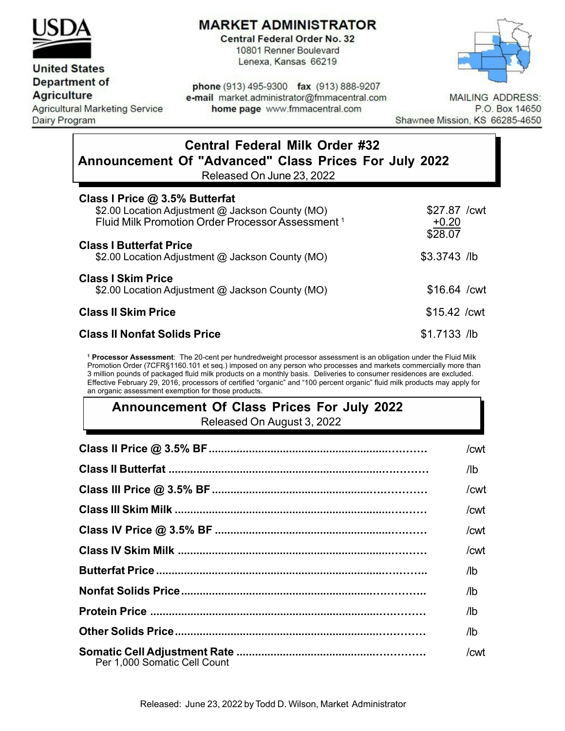**USDA**

**United States Department of Agriculture**
Agricultural Marketing Service
Dairy Program

# MARKET ADMINISTRATOR

**Central Federal Order No. 32**
10801 Renner Boulevard
Lenexa, Kansas 66219

**phone** (913) 495-9300 **fax** (913) 888-9207
**e-mail** market.administrator@fmmacentral.com
**home page** www.fmmacentral.com

MAILING ADDRESS:
P.O. Box 14650
Shawnee Mission, KS 66285-4650

## Central Federal Milk Order #32
## Announcement Of "Advanced" Class Prices For July 2022

Released On June 23, 2022

| | |
|---|---|
| **Class I Price @ 3.5% Butterfat** | |
| $2.00 Location Adjustment @ Jackson County (MO) | $27.87 /cwt |
| Fluid Milk Promotion Order Processor Assessment [1] | +0.20 |
| | $28.07 |
| **Class I Butterfat Price** | |
| $2.00 Location Adjustment @ Jackson County (MO) | $3.3743 /lb |
| **Class I Skim Price** | |
| $2.00 Location Adjustment @ Jackson County (MO) | $16.64 /cwt |
| **Class II Skim Price** | $15.42 /cwt |
| **Class II Nonfat Solids Price** | $1.7133 /lb |

[1] **Processor Assessment**: The 20-cent per hundredweight processor assessment is an obligation under the Fluid Milk Promotion Order (7CFR§1160.101 et seq.) imposed on any person who processes and markets commercially more than 3 million pounds of packaged fluid milk products on a monthly basis. Deliveries to consumer residences are excluded. Effective February 29, 2016, processors of certified "organic" and "100 percent organic" fluid milk products may apply for an organic assessment exemption for those products.

## Announcement Of Class Prices For July 2022

Released On August 3, 2022

| | |
|---|---|
| **Class II Price @ 3.5% BF** | /cwt |
| **Class II Butterfat** | /lb |
| **Class III Price @ 3.5% BF** | /cwt |
| **Class III Skim Milk** | /cwt |
| **Class IV Price @ 3.5% BF** | /cwt |
| **Class IV Skim Milk** | /cwt |
| **Butterfat Price** | /lb |
| **Nonfat Solids Price** | /lb |
| **Protein Price** | /lb |
| **Other Solids Price** | /lb |
| **Somatic Cell Adjustment Rate** Per 1,000 Somatic Cell Count | /cwt |

Released: June 23, 2022 by Todd D. Wilson, Market Administrator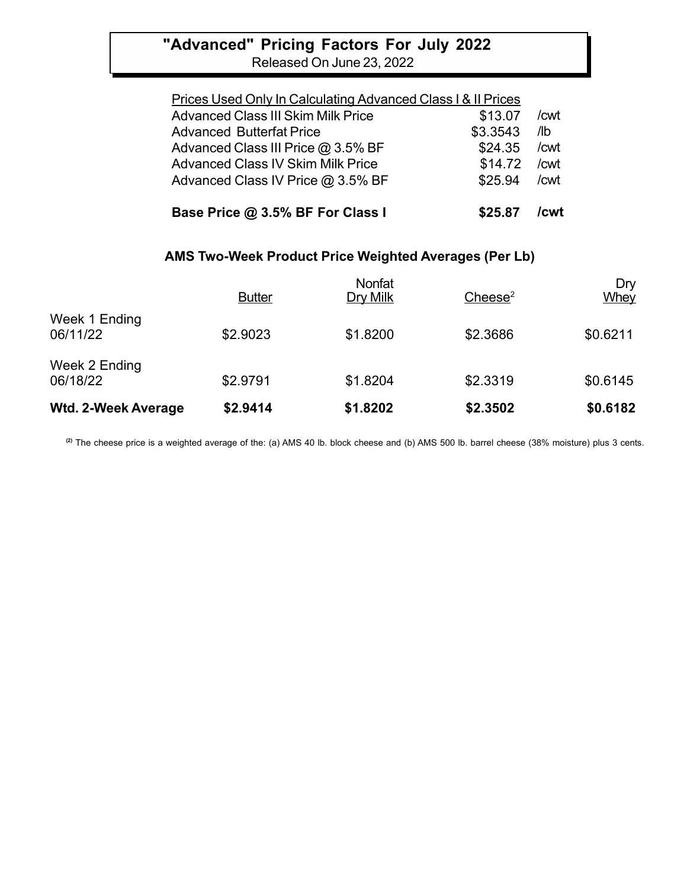# "Advanced" Pricing Factors For July 2022

Released On June 23, 2022

| Prices Used Only In Calculating Advanced Class I & II Prices | | |
|---|---|---|
| Advanced Class III Skim Milk Price | $13.07 | /cwt |
| Advanced Butterfat Price | $3.3543 | /lb |
| Advanced Class III Price @ 3.5% BF | $24.35 | /cwt |
| Advanced Class IV Skim Milk Price | $14.72 | /cwt |
| Advanced Class IV Price @ 3.5% BF | $25.94 | /cwt |
| **Base Price @ 3.5% BF For Class I** | **$25.87** | **/cwt** |

## AMS Two-Week Product Price Weighted Averages (Per Lb)

| | Butter | Nonfat Dry Milk | Cheese[2] | Dry Whey |
|---|---|---|---|---|
| Week 1 Ending 06/11/22 | $2.9023 | $1.8200 | $2.3686 | $0.6211 |
| Week 2 Ending 06/18/22 | $2.9791 | $1.8204 | $2.3319 | $0.6145 |
| **Wtd. 2-Week Average** | **$2.9414** | **$1.8202** | **$2.3502** | **$0.6182** |

[2] The cheese price is a weighted average of the: (a) AMS 40 lb. block cheese and (b) AMS 500 lb. barrel cheese (38% moisture) plus 3 cents.